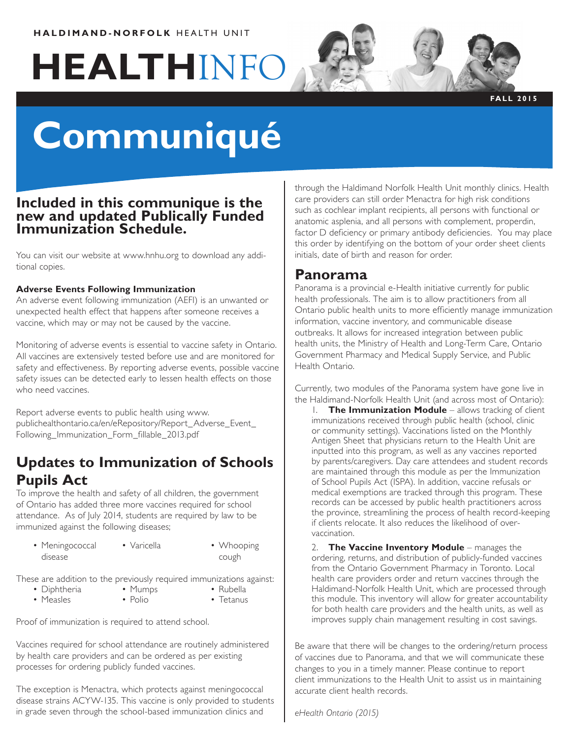HALDIMAND-NORFOLK HEALTH UNIT

# HEALTHINFO

FALL 2015

# Communiqué

## Included in this communique is the new and updated Publically Funded Immunization Schedule.

You can visit our website at www.hnhu.org to download any additional copies.

**Adverse Events Following Immunization**

An adverse event following immunization (AEFI) is an unwanted or unexpected health effect that happens after someone receives a vaccine, which may or may not be caused by the vaccine.

Monitoring of adverse events is essential to vaccine safety in Ontario. All vaccines are extensively tested before use and are monitored for safety and effectiveness. By reporting adverse events, possible vaccine safety issues can be detected early to lessen health effects on those who need vaccines.

Report adverse events to public health using www.publichealthontario.ca/en/eRepository/Report_Adverse_Event_Following_Immunization_Form_fillable_2013.pdf

## Updates to Immunization of Schools Pupils Act

To improve the health and safety of all children, the government of Ontario has added three more vaccines required for school attendance. As of July 2014, students are required by law to be immunized against the following diseases;

- Meningococcal disease
- Varicella
- Whooping cough

These are addition to the previously required immunizations against:

- Diphtheria
- Mumps
- Rubella
- Measles
- Polio
- Tetanus

Proof of immunization is required to attend school.

Vaccines required for school attendance are routinely administered by health care providers and can be ordered as per existing processes for ordering publicly funded vaccines.

The exception is Menactra, which protects against meningococcal disease strains ACYW-135. This vaccine is only provided to students in grade seven through the school-based immunization clinics and through the Haldimand Norfolk Health Unit monthly clinics. Health care providers can still order Menactra for high risk conditions such as cochlear implant recipients, all persons with functional or anatomic asplenia, and all persons with complement, properdin, factor D deficiency or primary antibody deficiencies. You may place this order by identifying on the bottom of your order sheet clients initials, date of birth and reason for order.

## Panorama

Panorama is a provincial e-Health initiative currently for public health professionals. The aim is to allow practitioners from all Ontario public health units to more efficiently manage immunization information, vaccine inventory, and communicable disease outbreaks. It allows for increased integration between public health units, the Ministry of Health and Long-Term Care, Ontario Government Pharmacy and Medical Supply Service, and Public Health Ontario.

Currently, two modules of the Panorama system have gone live in the Haldimand-Norfolk Health Unit (and across most of Ontario):

1. **The Immunization Module** – allows tracking of client immunizations received through public health (school, clinic or community settings). Vaccinations listed on the Monthly Antigen Sheet that physicians return to the Health Unit are inputted into this program, as well as any vaccines reported by parents/caregivers. Day care attendees and student records are maintained through this module as per the Immunization of School Pupils Act (ISPA). In addition, vaccine refusals or medical exemptions are tracked through this program. These records can be accessed by public health practitioners across the province, streamlining the process of health record-keeping if clients relocate. It also reduces the likelihood of over-vaccination.

2. **The Vaccine Inventory Module** – manages the ordering, returns, and distribution of publicly-funded vaccines from the Ontario Government Pharmacy in Toronto. Local health care providers order and return vaccines through the Haldimand-Norfolk Health Unit, which are processed through this module. This inventory will allow for greater accountability for both health care providers and the health units, as well as improves supply chain management resulting in cost savings.

Be aware that there will be changes to the ordering/return process of vaccines due to Panorama, and that we will communicate these changes to you in a timely manner. Please continue to report client immunizations to the Health Unit to assist us in maintaining accurate client health records.

*eHealth Ontario (2015)*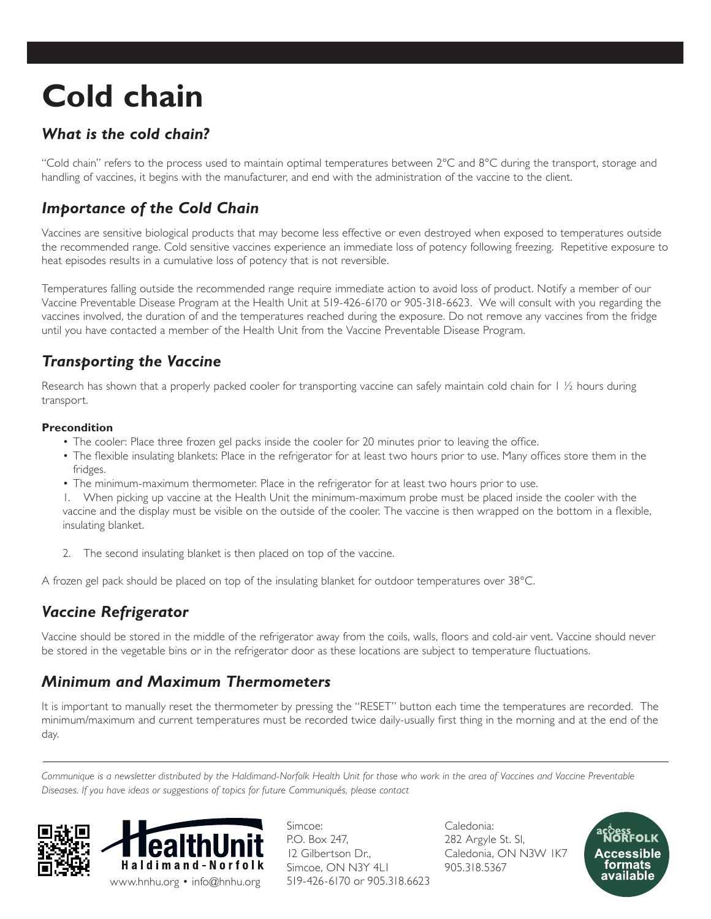# Cold chain

## *What is the cold chain?*

"Cold chain" refers to the process used to maintain optimal temperatures between 2°C and 8°C during the transport, storage and handling of vaccines, it begins with the manufacturer, and end with the administration of the vaccine to the client.

## *Importance of the Cold Chain*

Vaccines are sensitive biological products that may become less effective or even destroyed when exposed to temperatures outside the recommended range. Cold sensitive vaccines experience an immediate loss of potency following freezing. Repetitive exposure to heat episodes results in a cumulative loss of potency that is not reversible.

Temperatures falling outside the recommended range require immediate action to avoid loss of product. Notify a member of our Vaccine Preventable Disease Program at the Health Unit at 519-426-6170 or 905-318-6623. We will consult with you regarding the vaccines involved, the duration of and the temperatures reached during the exposure. Do not remove any vaccines from the fridge until you have contacted a member of the Health Unit from the Vaccine Preventable Disease Program.

## *Transporting the Vaccine*

Research has shown that a properly packed cooler for transporting vaccine can safely maintain cold chain for 1 ½ hours during transport.

**Precondition**

- The cooler: Place three frozen gel packs inside the cooler for 20 minutes prior to leaving the office.
- The flexible insulating blankets: Place in the refrigerator for at least two hours prior to use. Many offices store them in the fridges.
- The minimum-maximum thermometer. Place in the refrigerator for at least two hours prior to use.

1. When picking up vaccine at the Health Unit the minimum-maximum probe must be placed inside the cooler with the vaccine and the display must be visible on the outside of the cooler. The vaccine is then wrapped on the bottom in a flexible, insulating blanket.
2. The second insulating blanket is then placed on top of the vaccine.

A frozen gel pack should be placed on top of the insulating blanket for outdoor temperatures over 38°C.

## *Vaccine Refrigerator*

Vaccine should be stored in the middle of the refrigerator away from the coils, walls, floors and cold-air vent. Vaccine should never be stored in the vegetable bins or in the refrigerator door as these locations are subject to temperature fluctuations.

## *Minimum and Maximum Thermometers*

It is important to manually reset the thermometer by pressing the "RESET" button each time the temperatures are recorded. The minimum/maximum and current temperatures must be recorded twice daily-usually first thing in the morning and at the end of the day.

---

*Communique is a newsletter distributed by the Haldimand-Norfolk Health Unit for those who work in the area of Vaccines and Vaccine Preventable Diseases. If you have ideas or suggestions of topics for future Communiqués, please contact*

HealthUnit Haldimand-Norfolk
www.hnhu.org • info@hnhu.org

Simcoe:
P.O. Box 247,
12 Gilbertson Dr.,
Simcoe, ON N3Y 4L1
519-426-6170 or 905.318.6623

Caledonia:
282 Argyle St. Sl,
Caledonia, ON N3W 1K7
905.318.5367

access NORFOLK
Accessible formats available